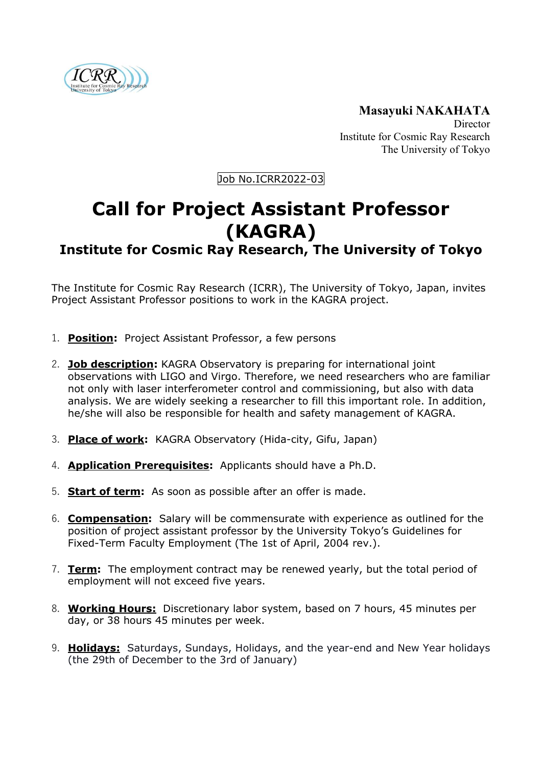**Masayuki NAKAHATA**
Director
Institute for Cosmic Ray Research
The University of Tokyo

Job No.ICRR2022-03

# Call for Project Assistant Professor (KAGRA)

## Institute for Cosmic Ray Research, The University of Tokyo

The Institute for Cosmic Ray Research (ICRR), The University of Tokyo, Japan, invites Project Assistant Professor positions to work in the KAGRA project.

1. **Position:** Project Assistant Professor, a few persons

2. **Job description:** KAGRA Observatory is preparing for international joint observations with LIGO and Virgo. Therefore, we need researchers who are familiar not only with laser interferometer control and commissioning, but also with data analysis. We are widely seeking a researcher to fill this important role. In addition, he/she will also be responsible for health and safety management of KAGRA.

3. **Place of work:** KAGRA Observatory (Hida-city, Gifu, Japan)

4. **Application Prerequisites:** Applicants should have a Ph.D.

5. **Start of term:** As soon as possible after an offer is made.

6. **Compensation:** Salary will be commensurate with experience as outlined for the position of project assistant professor by the University Tokyo's Guidelines for Fixed-Term Faculty Employment (The 1st of April, 2004 rev.).

7. **Term:** The employment contract may be renewed yearly, but the total period of employment will not exceed five years.

8. **Working Hours:** Discretionary labor system, based on 7 hours, 45 minutes per day, or 38 hours 45 minutes per week.

9. **Holidays:** Saturdays, Sundays, Holidays, and the year-end and New Year holidays (the 29th of December to the 3rd of January)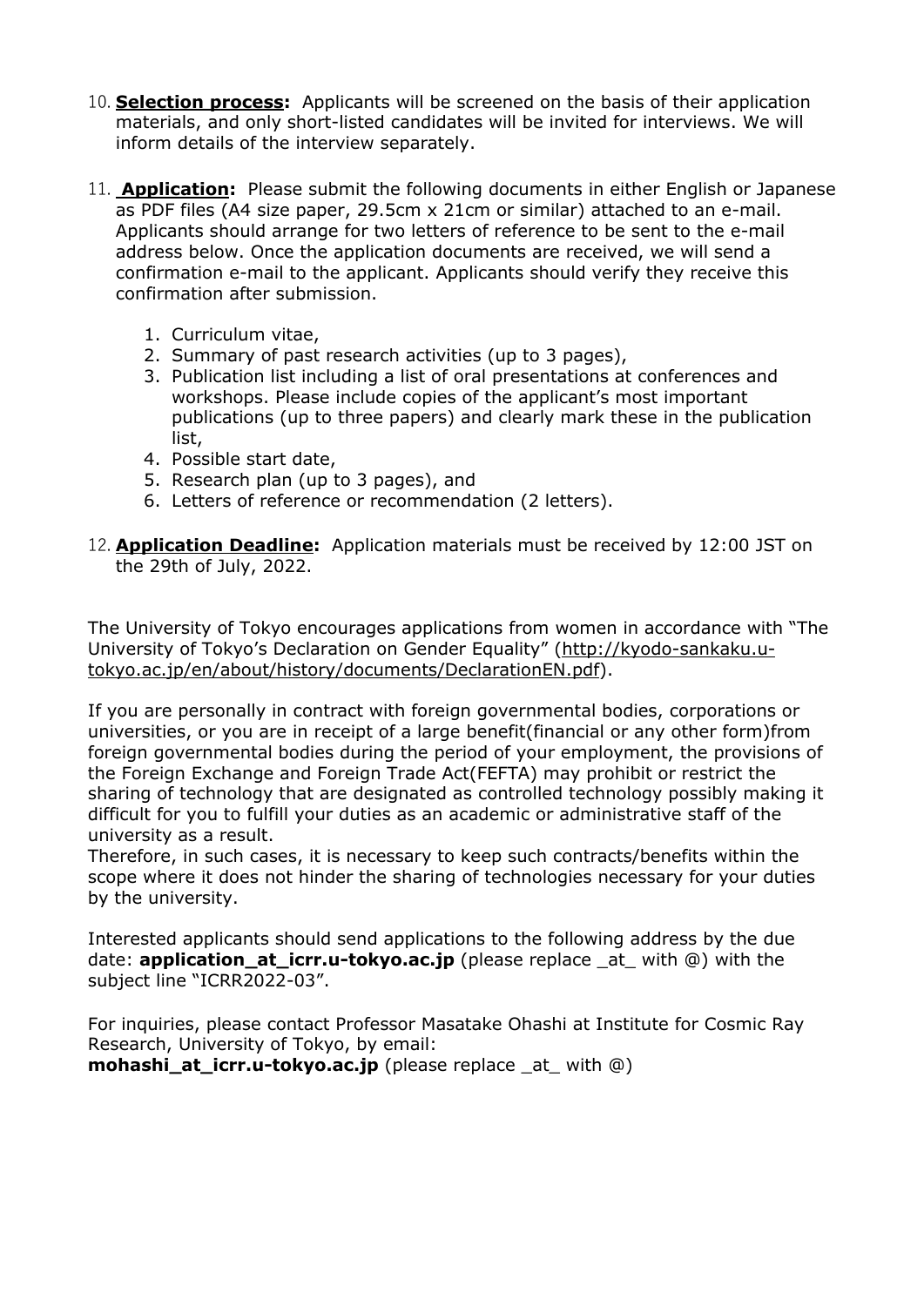10. **Selection process:** Applicants will be screened on the basis of their application materials, and only short-listed candidates will be invited for interviews. We will inform details of the interview separately.

11. **Application:** Please submit the following documents in either English or Japanese as PDF files (A4 size paper, 29.5cm x 21cm or similar) attached to an e-mail. Applicants should arrange for two letters of reference to be sent to the e-mail address below. Once the application documents are received, we will send a confirmation e-mail to the applicant. Applicants should verify they receive this confirmation after submission.

    1. Curriculum vitae,
    2. Summary of past research activities (up to 3 pages),
    3. Publication list including a list of oral presentations at conferences and workshops. Please include copies of the applicant's most important publications (up to three papers) and clearly mark these in the publication list,
    4. Possible start date,
    5. Research plan (up to 3 pages), and
    6. Letters of reference or recommendation (2 letters).

12. **Application Deadline:** Application materials must be received by 12:00 JST on the 29th of July, 2022.

The University of Tokyo encourages applications from women in accordance with "The University of Tokyo's Declaration on Gender Equality" (http://kyodo-sankaku.u-tokyo.ac.jp/en/about/history/documents/DeclarationEN.pdf).

If you are personally in contract with foreign governmental bodies, corporations or universities, or you are in receipt of a large benefit(financial or any other form)from foreign governmental bodies during the period of your employment, the provisions of the Foreign Exchange and Foreign Trade Act(FEFTA) may prohibit or restrict the sharing of technology that are designated as controlled technology possibly making it difficult for you to fulfill your duties as an academic or administrative staff of the university as a result.
Therefore, in such cases, it is necessary to keep such contracts/benefits within the scope where it does not hinder the sharing of technologies necessary for your duties by the university.

Interested applicants should send applications to the following address by the due date: **application_at_icrr.u-tokyo.ac.jp** (please replace _at_ with @) with the subject line "ICRR2022-03".

For inquiries, please contact Professor Masatake Ohashi at Institute for Cosmic Ray Research, University of Tokyo, by email:
**mohashi_at_icrr.u-tokyo.ac.jp** (please replace _at_ with @)